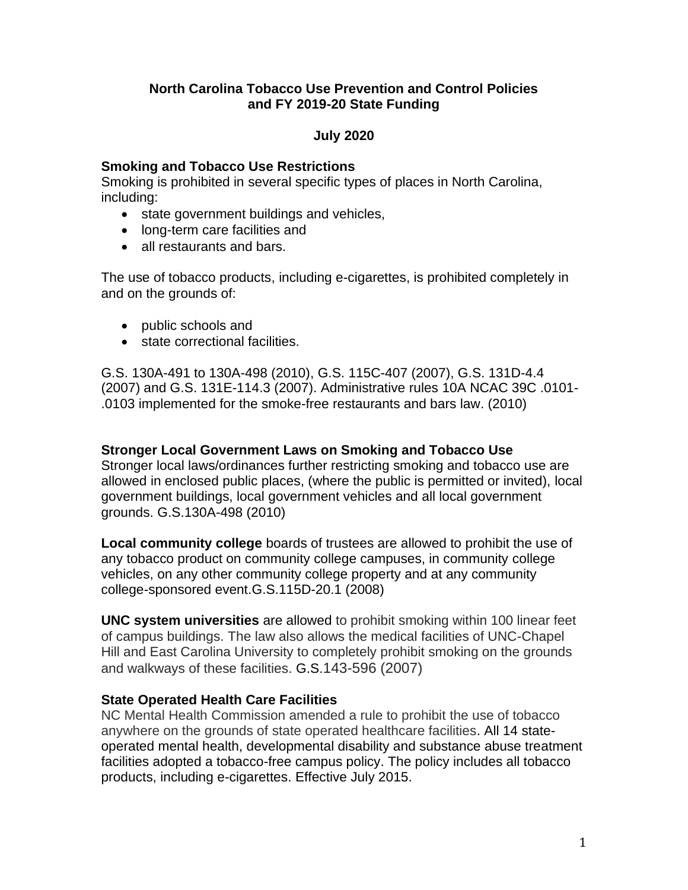# North Carolina Tobacco Use Prevention and Control Policies and FY 2019-20 State Funding

**July 2020**

### Smoking and Tobacco Use Restrictions

Smoking is prohibited in several specific types of places in North Carolina, including:

- state government buildings and vehicles,
- long-term care facilities and
- all restaurants and bars.

The use of tobacco products, including e-cigarettes, is prohibited completely in and on the grounds of:

- public schools and
- state correctional facilities.

G.S. 130A-491 to 130A-498 (2010), G.S. 115C-407 (2007), G.S. 131D-4.4 (2007) and G.S. 131E-114.3 (2007). Administrative rules 10A NCAC 39C .0101-.0103 implemented for the smoke-free restaurants and bars law. (2010)

### Stronger Local Government Laws on Smoking and Tobacco Use

Stronger local laws/ordinances further restricting smoking and tobacco use are allowed in enclosed public places, (where the public is permitted or invited), local government buildings, local government vehicles and all local government grounds. G.S.130A-498 (2010)

**Local community college** boards of trustees are allowed to prohibit the use of any tobacco product on community college campuses, in community college vehicles, on any other community college property and at any community college-sponsored event.G.S.115D-20.1 (2008)

**UNC system universities** are allowed to prohibit smoking within 100 linear feet of campus buildings. The law also allows the medical facilities of UNC-Chapel Hill and East Carolina University to completely prohibit smoking on the grounds and walkways of these facilities. G.S.143-596 (2007)

### State Operated Health Care Facilities

NC Mental Health Commission amended a rule to prohibit the use of tobacco anywhere on the grounds of state operated healthcare facilities. All 14 state-operated mental health, developmental disability and substance abuse treatment facilities adopted a tobacco-free campus policy. The policy includes all tobacco products, including e-cigarettes. Effective July 2015.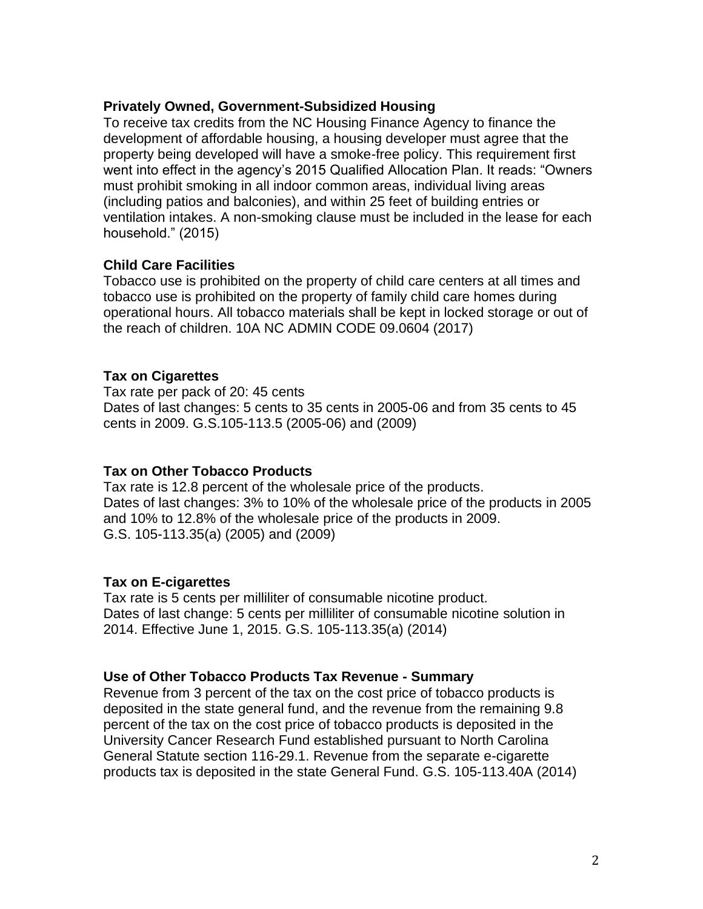**Privately Owned, Government-Subsidized Housing**

To receive tax credits from the NC Housing Finance Agency to finance the development of affordable housing, a housing developer must agree that the property being developed will have a smoke-free policy. This requirement first went into effect in the agency's 2015 Qualified Allocation Plan. It reads: "Owners must prohibit smoking in all indoor common areas, individual living areas (including patios and balconies), and within 25 feet of building entries or ventilation intakes. A non-smoking clause must be included in the lease for each household." (2015)

**Child Care Facilities**

Tobacco use is prohibited on the property of child care centers at all times and tobacco use is prohibited on the property of family child care homes during operational hours. All tobacco materials shall be kept in locked storage or out of the reach of children. 10A NC ADMIN CODE 09.0604 (2017)

**Tax on Cigarettes**

Tax rate per pack of 20: 45 cents
Dates of last changes: 5 cents to 35 cents in 2005-06 and from 35 cents to 45 cents in 2009. G.S.105-113.5 (2005-06) and (2009)

**Tax on Other Tobacco Products**

Tax rate is 12.8 percent of the wholesale price of the products.
Dates of last changes: 3% to 10% of the wholesale price of the products in 2005 and 10% to 12.8% of the wholesale price of the products in 2009.
G.S. 105-113.35(a) (2005) and (2009)

**Tax on E-cigarettes**

Tax rate is 5 cents per milliliter of consumable nicotine product.
Dates of last change: 5 cents per milliliter of consumable nicotine solution in 2014. Effective June 1, 2015. G.S. 105-113.35(a) (2014)

**Use of Other Tobacco Products Tax Revenue - Summary**

Revenue from 3 percent of the tax on the cost price of tobacco products is deposited in the state general fund, and the revenue from the remaining 9.8 percent of the tax on the cost price of tobacco products is deposited in the University Cancer Research Fund established pursuant to North Carolina General Statute section 116-29.1. Revenue from the separate e-cigarette products tax is deposited in the state General Fund. G.S. 105-113.40A (2014)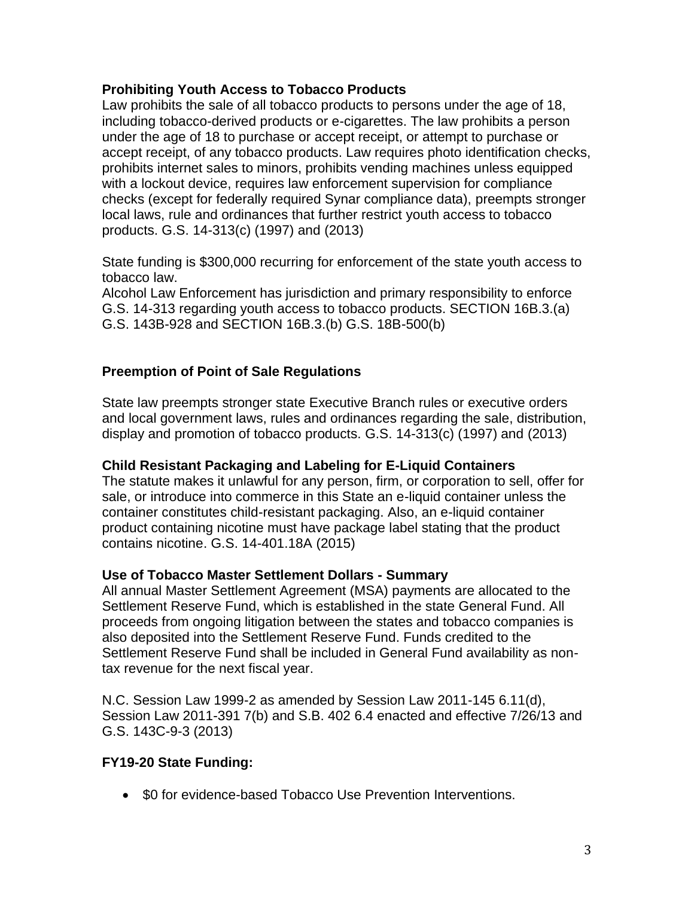**Prohibiting Youth Access to Tobacco Products**

Law prohibits the sale of all tobacco products to persons under the age of 18, including tobacco-derived products or e-cigarettes. The law prohibits a person under the age of 18 to purchase or accept receipt, or attempt to purchase or accept receipt, of any tobacco products. Law requires photo identification checks, prohibits internet sales to minors, prohibits vending machines unless equipped with a lockout device, requires law enforcement supervision for compliance checks (except for federally required Synar compliance data), preempts stronger local laws, rule and ordinances that further restrict youth access to tobacco products. G.S. 14-313(c) (1997) and (2013)

State funding is $300,000 recurring for enforcement of the state youth access to tobacco law.
Alcohol Law Enforcement has jurisdiction and primary responsibility to enforce G.S. 14-313 regarding youth access to tobacco products. SECTION 16B.3.(a) G.S. 143B-928 and SECTION 16B.3.(b) G.S. 18B-500(b)

**Preemption of Point of Sale Regulations**

State law preempts stronger state Executive Branch rules or executive orders and local government laws, rules and ordinances regarding the sale, distribution, display and promotion of tobacco products. G.S. 14-313(c) (1997) and (2013)

**Child Resistant Packaging and Labeling for E-Liquid Containers**

The statute makes it unlawful for any person, firm, or corporation to sell, offer for sale, or introduce into commerce in this State an e-liquid container unless the container constitutes child-resistant packaging. Also, an e-liquid container product containing nicotine must have package label stating that the product contains nicotine. G.S. 14-401.18A (2015)

**Use of Tobacco Master Settlement Dollars - Summary**

All annual Master Settlement Agreement (MSA) payments are allocated to the Settlement Reserve Fund, which is established in the state General Fund. All proceeds from ongoing litigation between the states and tobacco companies is also deposited into the Settlement Reserve Fund. Funds credited to the Settlement Reserve Fund shall be included in General Fund availability as non-tax revenue for the next fiscal year.

N.C. Session Law 1999-2 as amended by Session Law 2011-145 6.11(d), Session Law 2011-391 7(b) and S.B. 402 6.4 enacted and effective 7/26/13 and G.S. 143C-9-3 (2013)

**FY19-20 State Funding:**

- $0 for evidence-based Tobacco Use Prevention Interventions.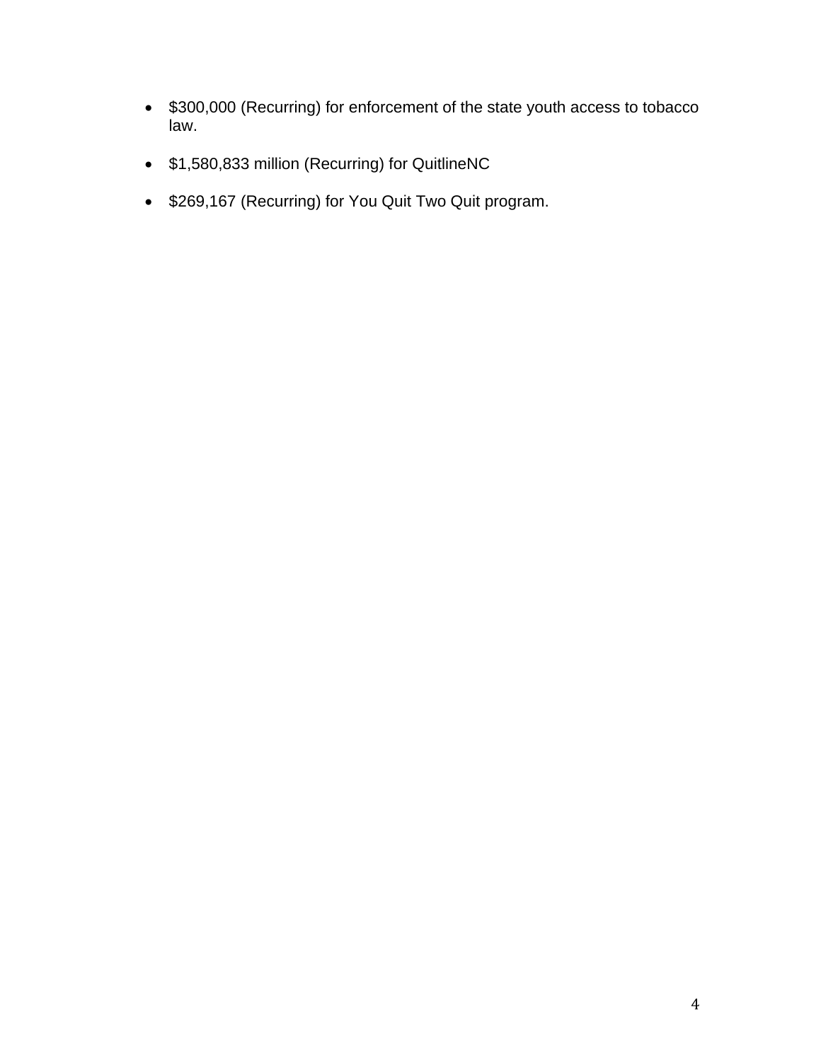- $300,000 (Recurring) for enforcement of the state youth access to tobacco law.

- $1,580,833 million (Recurring) for QuitlineNC

- $269,167 (Recurring) for You Quit Two Quit program.